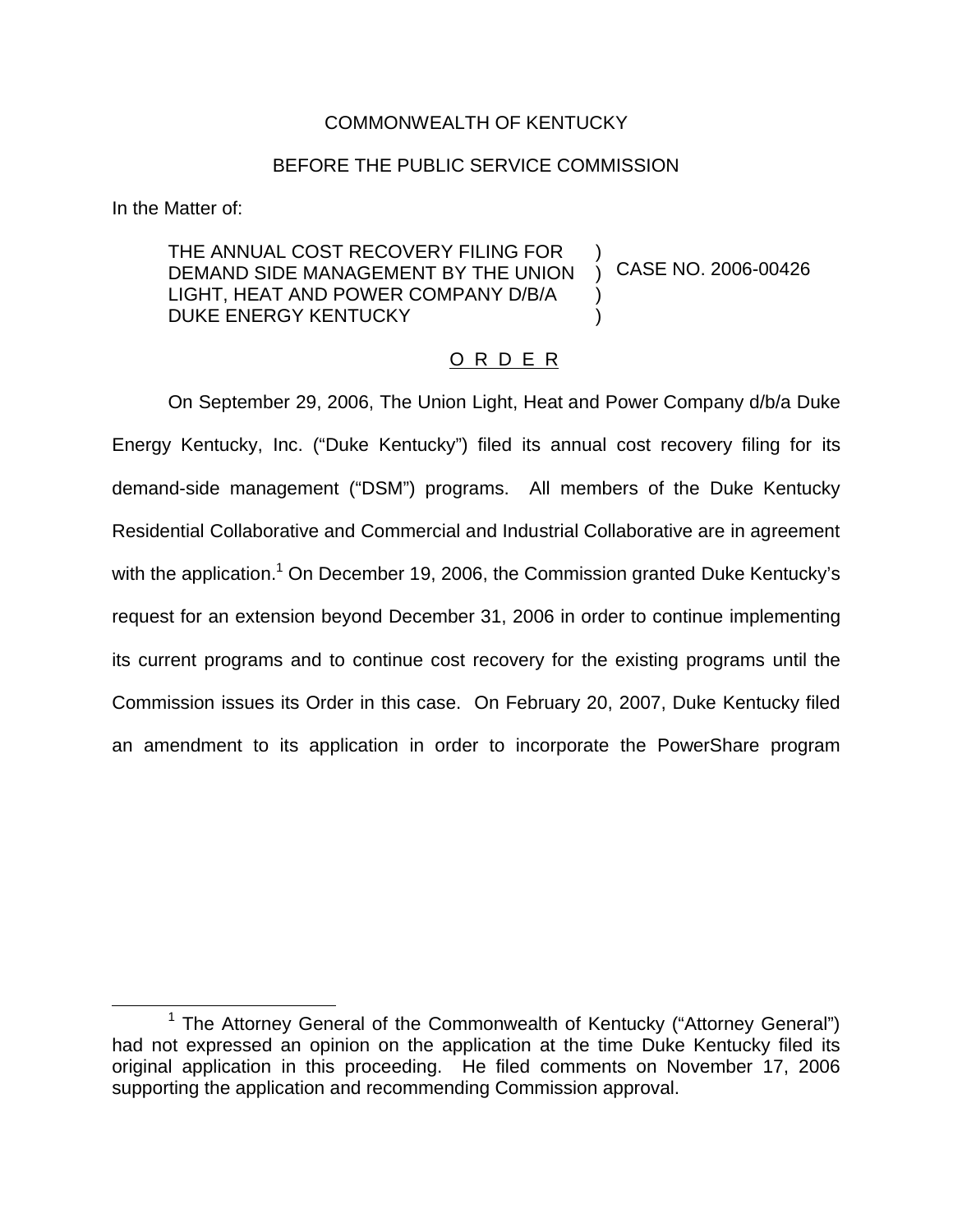COMMONWEALTH OF KENTUCKY

BEFORE THE PUBLIC SERVICE COMMISSION

In the Matter of:

THE ANNUAL COST RECOVERY FILING FOR DEMAND SIDE MANAGEMENT BY THE UNION LIGHT, HEAT AND POWER COMPANY D/B/A DUKE ENERGY KENTUCKY ) CASE NO. 2006-00426

O R D E R

On September 29, 2006, The Union Light, Heat and Power Company d/b/a Duke Energy Kentucky, Inc. ("Duke Kentucky") filed its annual cost recovery filing for its demand-side management ("DSM") programs. All members of the Duke Kentucky Residential Collaborative and Commercial and Industrial Collaborative are in agreement with the application.[1] On December 19, 2006, the Commission granted Duke Kentucky's request for an extension beyond December 31, 2006 in order to continue implementing its current programs and to continue cost recovery for the existing programs until the Commission issues its Order in this case. On February 20, 2007, Duke Kentucky filed an amendment to its application in order to incorporate the PowerShare program

[1] The Attorney General of the Commonwealth of Kentucky ("Attorney General") had not expressed an opinion on the application at the time Duke Kentucky filed its original application in this proceeding. He filed comments on November 17, 2006 supporting the application and recommending Commission approval.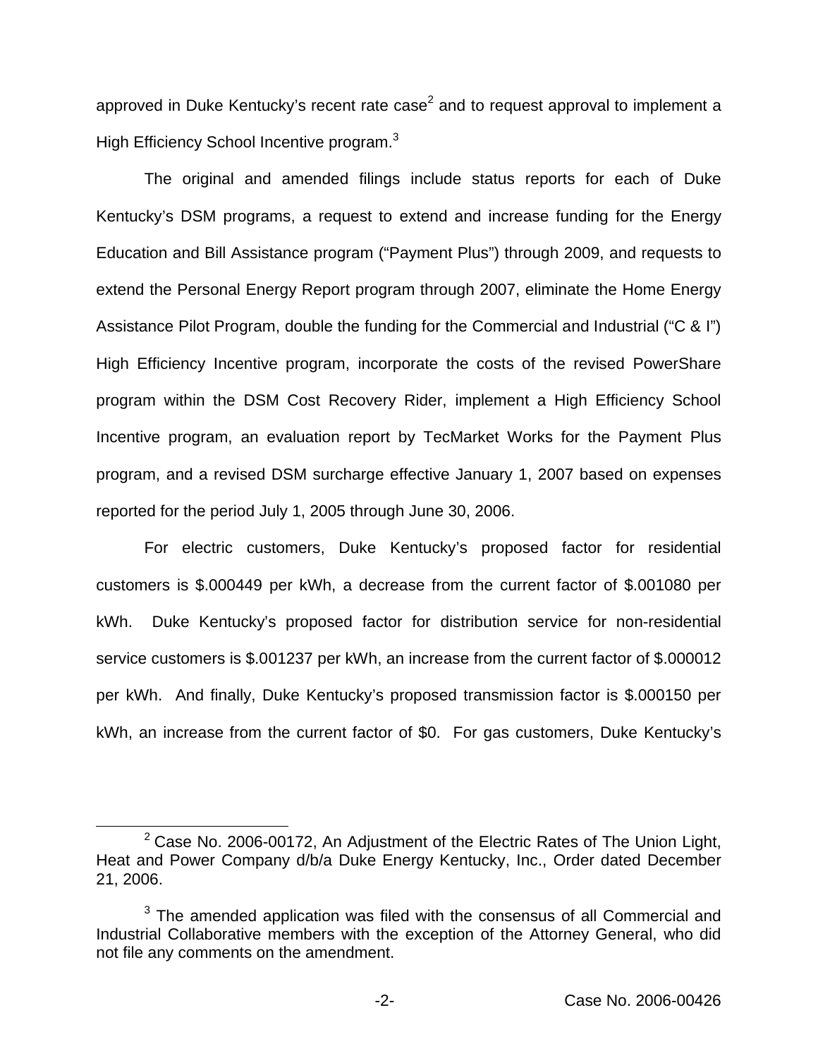approved in Duke Kentucky's recent rate case[2] and to request approval to implement a High Efficiency School Incentive program.[3]

The original and amended filings include status reports for each of Duke Kentucky's DSM programs, a request to extend and increase funding for the Energy Education and Bill Assistance program ("Payment Plus") through 2009, and requests to extend the Personal Energy Report program through 2007, eliminate the Home Energy Assistance Pilot Program, double the funding for the Commercial and Industrial ("C & I") High Efficiency Incentive program, incorporate the costs of the revised PowerShare program within the DSM Cost Recovery Rider, implement a High Efficiency School Incentive program, an evaluation report by TecMarket Works for the Payment Plus program, and a revised DSM surcharge effective January 1, 2007 based on expenses reported for the period July 1, 2005 through June 30, 2006.

For electric customers, Duke Kentucky's proposed factor for residential customers is $.000449 per kWh, a decrease from the current factor of $.001080 per kWh. Duke Kentucky's proposed factor for distribution service for non-residential service customers is $.001237 per kWh, an increase from the current factor of $.000012 per kWh. And finally, Duke Kentucky's proposed transmission factor is $.000150 per kWh, an increase from the current factor of $0. For gas customers, Duke Kentucky's

---

[2] Case No. 2006-00172, An Adjustment of the Electric Rates of The Union Light, Heat and Power Company d/b/a Duke Energy Kentucky, Inc., Order dated December 21, 2006.

[3] The amended application was filed with the consensus of all Commercial and Industrial Collaborative members with the exception of the Attorney General, who did not file any comments on the amendment.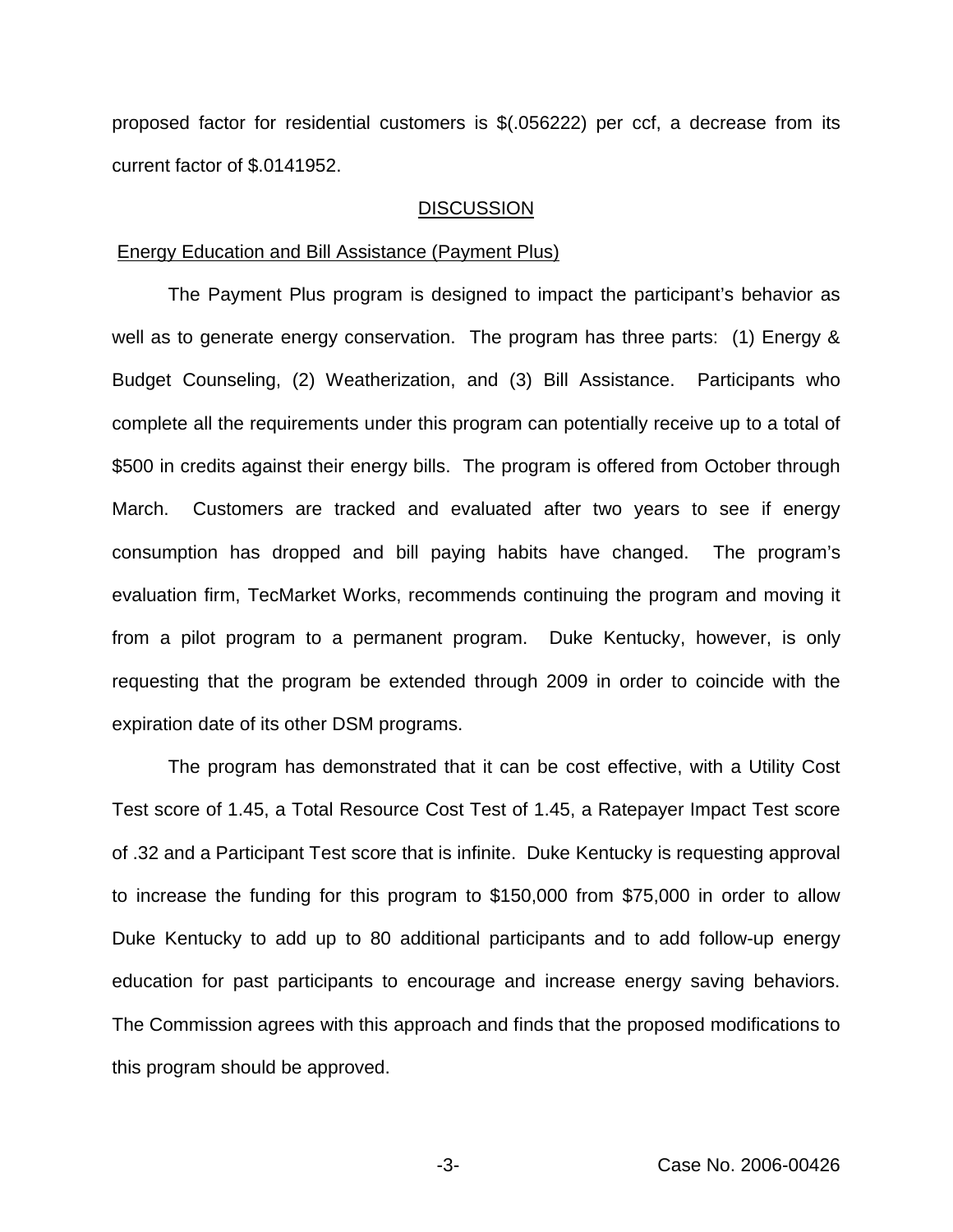proposed factor for residential customers is $(.056222) per ccf, a decrease from its current factor of $.0141952.

## DISCUSSION

### Energy Education and Bill Assistance (Payment Plus)

The Payment Plus program is designed to impact the participant's behavior as well as to generate energy conservation. The program has three parts: (1) Energy & Budget Counseling, (2) Weatherization, and (3) Bill Assistance. Participants who complete all the requirements under this program can potentially receive up to a total of $500 in credits against their energy bills. The program is offered from October through March. Customers are tracked and evaluated after two years to see if energy consumption has dropped and bill paying habits have changed. The program's evaluation firm, TecMarket Works, recommends continuing the program and moving it from a pilot program to a permanent program. Duke Kentucky, however, is only requesting that the program be extended through 2009 in order to coincide with the expiration date of its other DSM programs.

The program has demonstrated that it can be cost effective, with a Utility Cost Test score of 1.45, a Total Resource Cost Test of 1.45, a Ratepayer Impact Test score of .32 and a Participant Test score that is infinite. Duke Kentucky is requesting approval to increase the funding for this program to $150,000 from $75,000 in order to allow Duke Kentucky to add up to 80 additional participants and to add follow-up energy education for past participants to encourage and increase energy saving behaviors. The Commission agrees with this approach and finds that the proposed modifications to this program should be approved.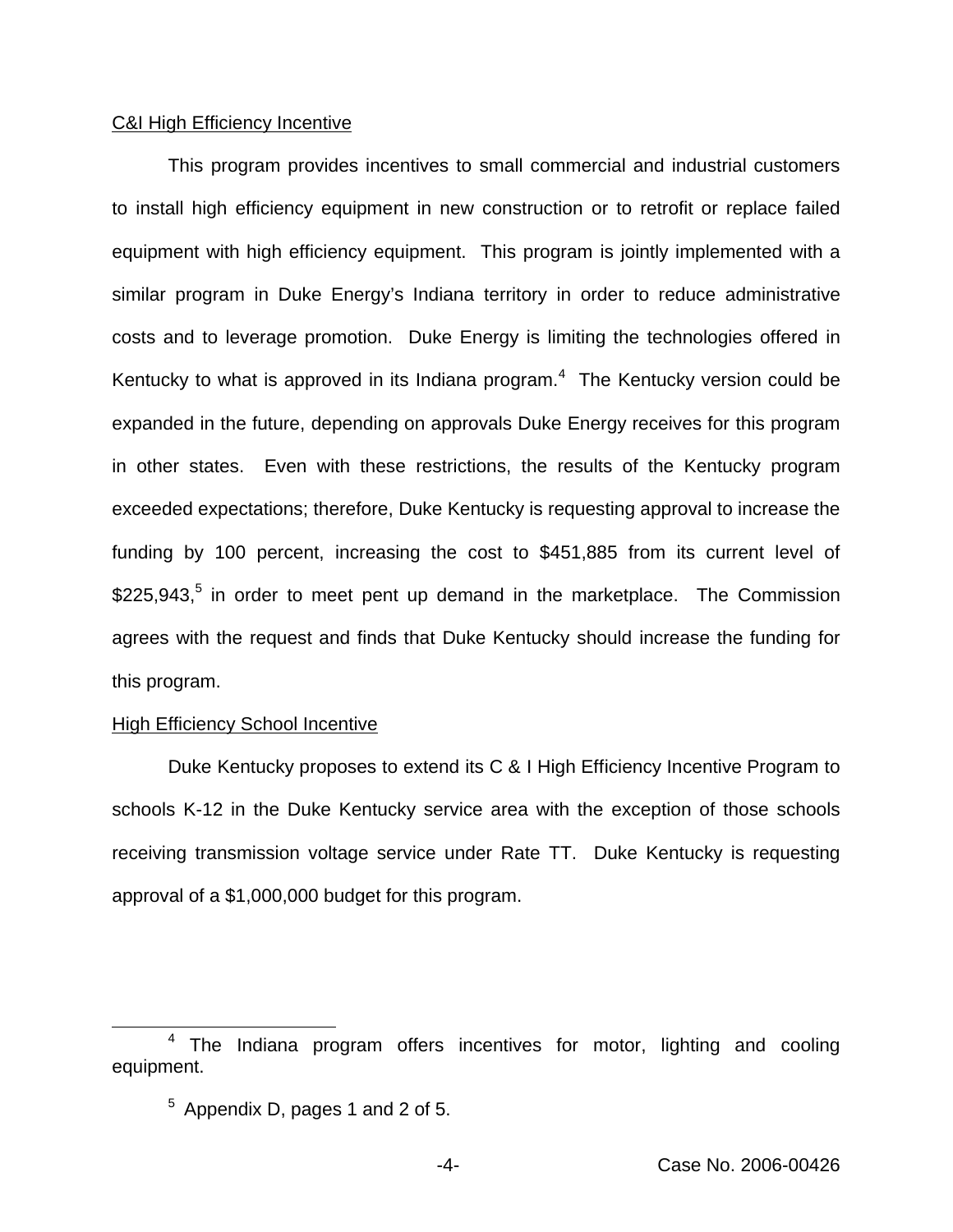C&I High Efficiency Incentive

This program provides incentives to small commercial and industrial customers to install high efficiency equipment in new construction or to retrofit or replace failed equipment with high efficiency equipment. This program is jointly implemented with a similar program in Duke Energy's Indiana territory in order to reduce administrative costs and to leverage promotion. Duke Energy is limiting the technologies offered in Kentucky to what is approved in its Indiana program.[4] The Kentucky version could be expanded in the future, depending on approvals Duke Energy receives for this program in other states. Even with these restrictions, the results of the Kentucky program exceeded expectations; therefore, Duke Kentucky is requesting approval to increase the funding by 100 percent, increasing the cost to $451,885 from its current level of $225,943,[5] in order to meet pent up demand in the marketplace. The Commission agrees with the request and finds that Duke Kentucky should increase the funding for this program.

High Efficiency School Incentive

Duke Kentucky proposes to extend its C & I High Efficiency Incentive Program to schools K-12 in the Duke Kentucky service area with the exception of those schools receiving transmission voltage service under Rate TT. Duke Kentucky is requesting approval of a $1,000,000 budget for this program.

[4] The Indiana program offers incentives for motor, lighting and cooling equipment.

[5] Appendix D, pages 1 and 2 of 5.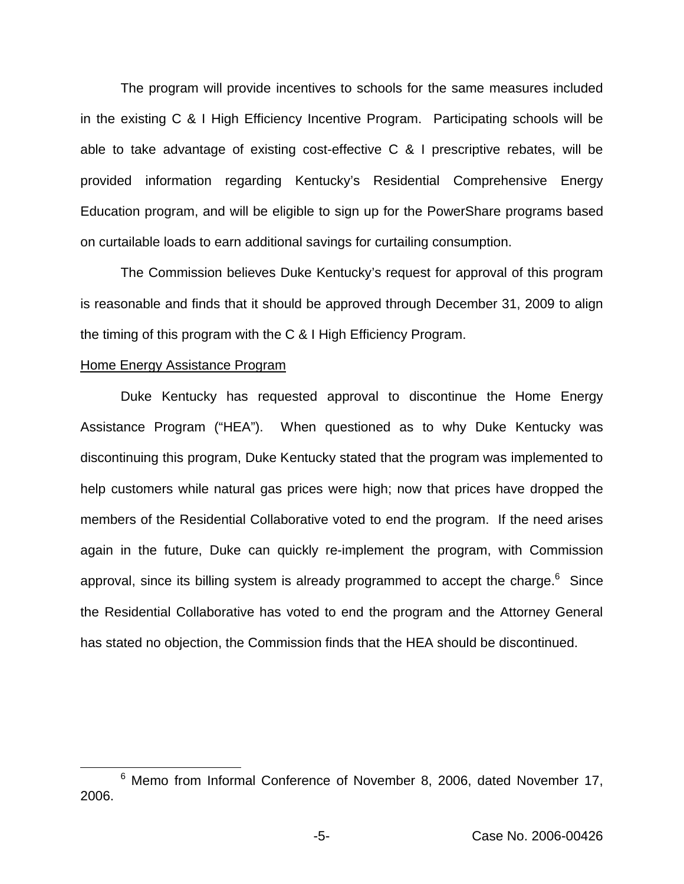The program will provide incentives to schools for the same measures included in the existing C & I High Efficiency Incentive Program. Participating schools will be able to take advantage of existing cost-effective C & I prescriptive rebates, will be provided information regarding Kentucky's Residential Comprehensive Energy Education program, and will be eligible to sign up for the PowerShare programs based on curtailable loads to earn additional savings for curtailing consumption.

The Commission believes Duke Kentucky's request for approval of this program is reasonable and finds that it should be approved through December 31, 2009 to align the timing of this program with the C & I High Efficiency Program.

Home Energy Assistance Program

Duke Kentucky has requested approval to discontinue the Home Energy Assistance Program ("HEA"). When questioned as to why Duke Kentucky was discontinuing this program, Duke Kentucky stated that the program was implemented to help customers while natural gas prices were high; now that prices have dropped the members of the Residential Collaborative voted to end the program. If the need arises again in the future, Duke can quickly re-implement the program, with Commission approval, since its billing system is already programmed to accept the charge.[6] Since the Residential Collaborative has voted to end the program and the Attorney General has stated no objection, the Commission finds that the HEA should be discontinued.

[6] Memo from Informal Conference of November 8, 2006, dated November 17, 2006.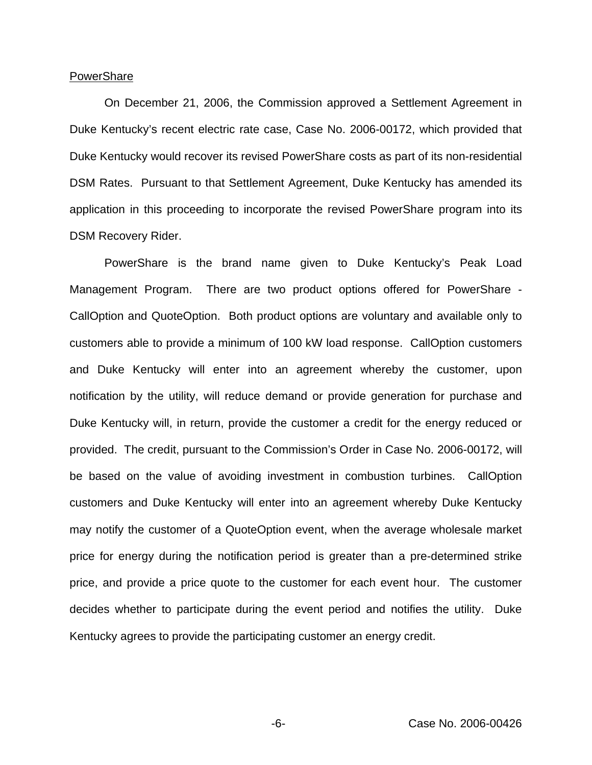<u>PowerShare</u>

On December 21, 2006, the Commission approved a Settlement Agreement in Duke Kentucky's recent electric rate case, Case No. 2006-00172, which provided that Duke Kentucky would recover its revised PowerShare costs as part of its non-residential DSM Rates. Pursuant to that Settlement Agreement, Duke Kentucky has amended its application in this proceeding to incorporate the revised PowerShare program into its DSM Recovery Rider.

PowerShare is the brand name given to Duke Kentucky's Peak Load Management Program. There are two product options offered for PowerShare - CallOption and QuoteOption. Both product options are voluntary and available only to customers able to provide a minimum of 100 kW load response. CallOption customers and Duke Kentucky will enter into an agreement whereby the customer, upon notification by the utility, will reduce demand or provide generation for purchase and Duke Kentucky will, in return, provide the customer a credit for the energy reduced or provided. The credit, pursuant to the Commission's Order in Case No. 2006-00172, will be based on the value of avoiding investment in combustion turbines. CallOption customers and Duke Kentucky will enter into an agreement whereby Duke Kentucky may notify the customer of a QuoteOption event, when the average wholesale market price for energy during the notification period is greater than a pre-determined strike price, and provide a price quote to the customer for each event hour. The customer decides whether to participate during the event period and notifies the utility. Duke Kentucky agrees to provide the participating customer an energy credit.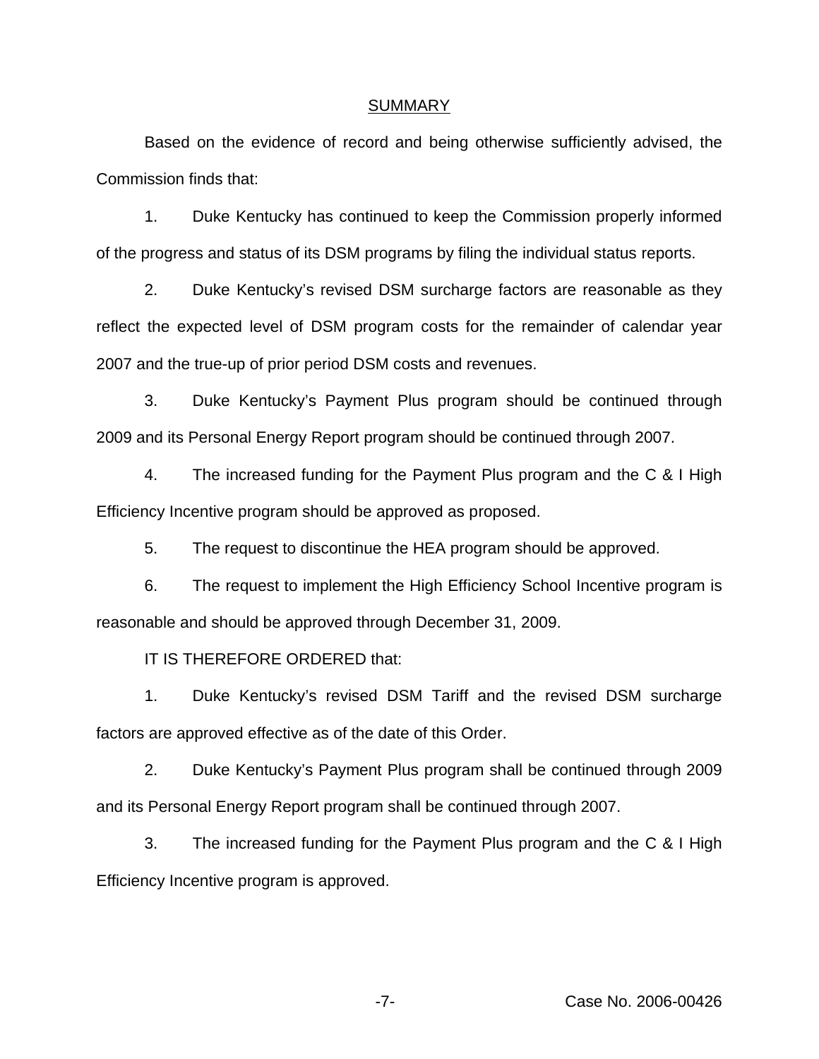## SUMMARY

Based on the evidence of record and being otherwise sufficiently advised, the Commission finds that:

1. Duke Kentucky has continued to keep the Commission properly informed of the progress and status of its DSM programs by filing the individual status reports.

2. Duke Kentucky's revised DSM surcharge factors are reasonable as they reflect the expected level of DSM program costs for the remainder of calendar year 2007 and the true-up of prior period DSM costs and revenues.

3. Duke Kentucky's Payment Plus program should be continued through 2009 and its Personal Energy Report program should be continued through 2007.

4. The increased funding for the Payment Plus program and the C & I High Efficiency Incentive program should be approved as proposed.

5. The request to discontinue the HEA program should be approved.

6. The request to implement the High Efficiency School Incentive program is reasonable and should be approved through December 31, 2009.

IT IS THEREFORE ORDERED that:

1. Duke Kentucky's revised DSM Tariff and the revised DSM surcharge factors are approved effective as of the date of this Order.

2. Duke Kentucky's Payment Plus program shall be continued through 2009 and its Personal Energy Report program shall be continued through 2007.

3. The increased funding for the Payment Plus program and the C & I High Efficiency Incentive program is approved.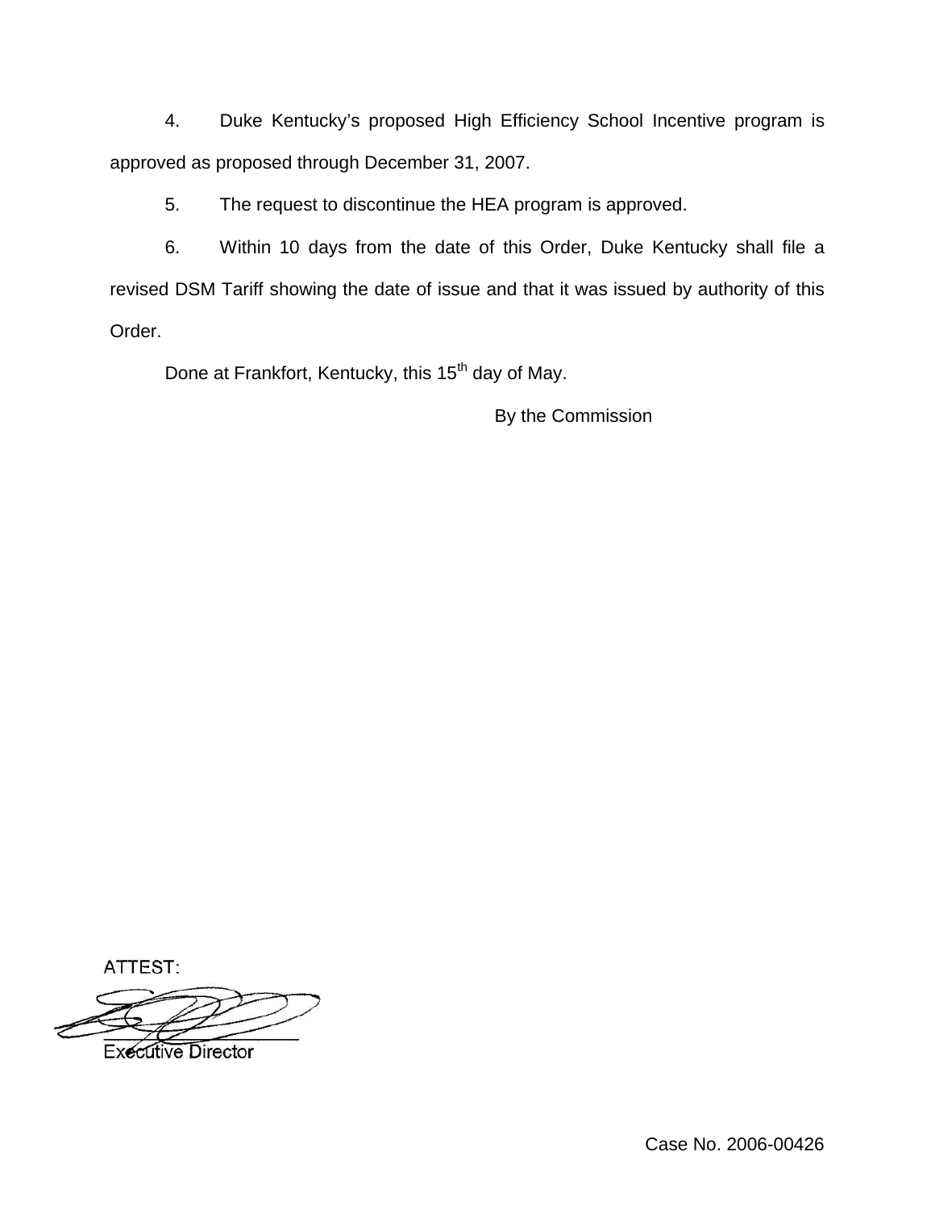4. Duke Kentucky's proposed High Efficiency School Incentive program is approved as proposed through December 31, 2007.

5. The request to discontinue the HEA program is approved.

6. Within 10 days from the date of this Order, Duke Kentucky shall file a revised DSM Tariff showing the date of issue and that it was issued by authority of this Order.

Done at Frankfort, Kentucky, this 15th day of May.

By the Commission

ATTEST:

Executive Director

Case No. 2006-00426